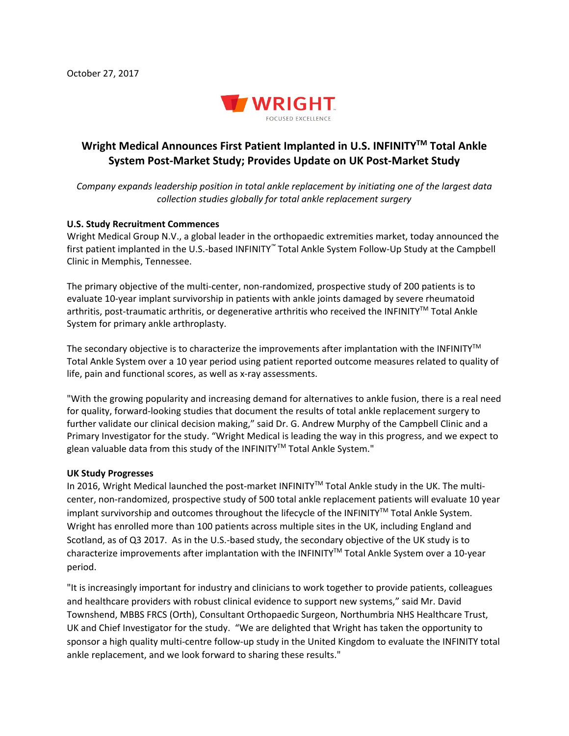October 27, 2017

WRIGHT
FOCUSED EXCELLENCE

# Wright Medical Announces First Patient Implanted in U.S. INFINITY™ Total Ankle System Post-Market Study; Provides Update on UK Post-Market Study

*Company expands leadership position in total ankle replacement by initiating one of the largest data collection studies globally for total ankle replacement surgery*

**U.S. Study Recruitment Commences**

Wright Medical Group N.V., a global leader in the orthopaedic extremities market, today announced the first patient implanted in the U.S.-based INFINITY™ Total Ankle System Follow-Up Study at the Campbell Clinic in Memphis, Tennessee.

The primary objective of the multi-center, non-randomized, prospective study of 200 patients is to evaluate 10-year implant survivorship in patients with ankle joints damaged by severe rheumatoid arthritis, post-traumatic arthritis, or degenerative arthritis who received the INFINITY™ Total Ankle System for primary ankle arthroplasty.

The secondary objective is to characterize the improvements after implantation with the INFINITY™ Total Ankle System over a 10 year period using patient reported outcome measures related to quality of life, pain and functional scores, as well as x-ray assessments.

"With the growing popularity and increasing demand for alternatives to ankle fusion, there is a real need for quality, forward-looking studies that document the results of total ankle replacement surgery to further validate our clinical decision making," said Dr. G. Andrew Murphy of the Campbell Clinic and a Primary Investigator for the study. "Wright Medical is leading the way in this progress, and we expect to glean valuable data from this study of the INFINITY™ Total Ankle System."

**UK Study Progresses**

In 2016, Wright Medical launched the post-market INFINITY™ Total Ankle study in the UK. The multi-center, non-randomized, prospective study of 500 total ankle replacement patients will evaluate 10 year implant survivorship and outcomes throughout the lifecycle of the INFINITY™ Total Ankle System. Wright has enrolled more than 100 patients across multiple sites in the UK, including England and Scotland, as of Q3 2017. As in the U.S.-based study, the secondary objective of the UK study is to characterize improvements after implantation with the INFINITY™ Total Ankle System over a 10-year period.

"It is increasingly important for industry and clinicians to work together to provide patients, colleagues and healthcare providers with robust clinical evidence to support new systems," said Mr. David Townshend, MBBS FRCS (Orth), Consultant Orthopaedic Surgeon, Northumbria NHS Healthcare Trust, UK and Chief Investigator for the study. "We are delighted that Wright has taken the opportunity to sponsor a high quality multi-centre follow-up study in the United Kingdom to evaluate the INFINITY total ankle replacement, and we look forward to sharing these results."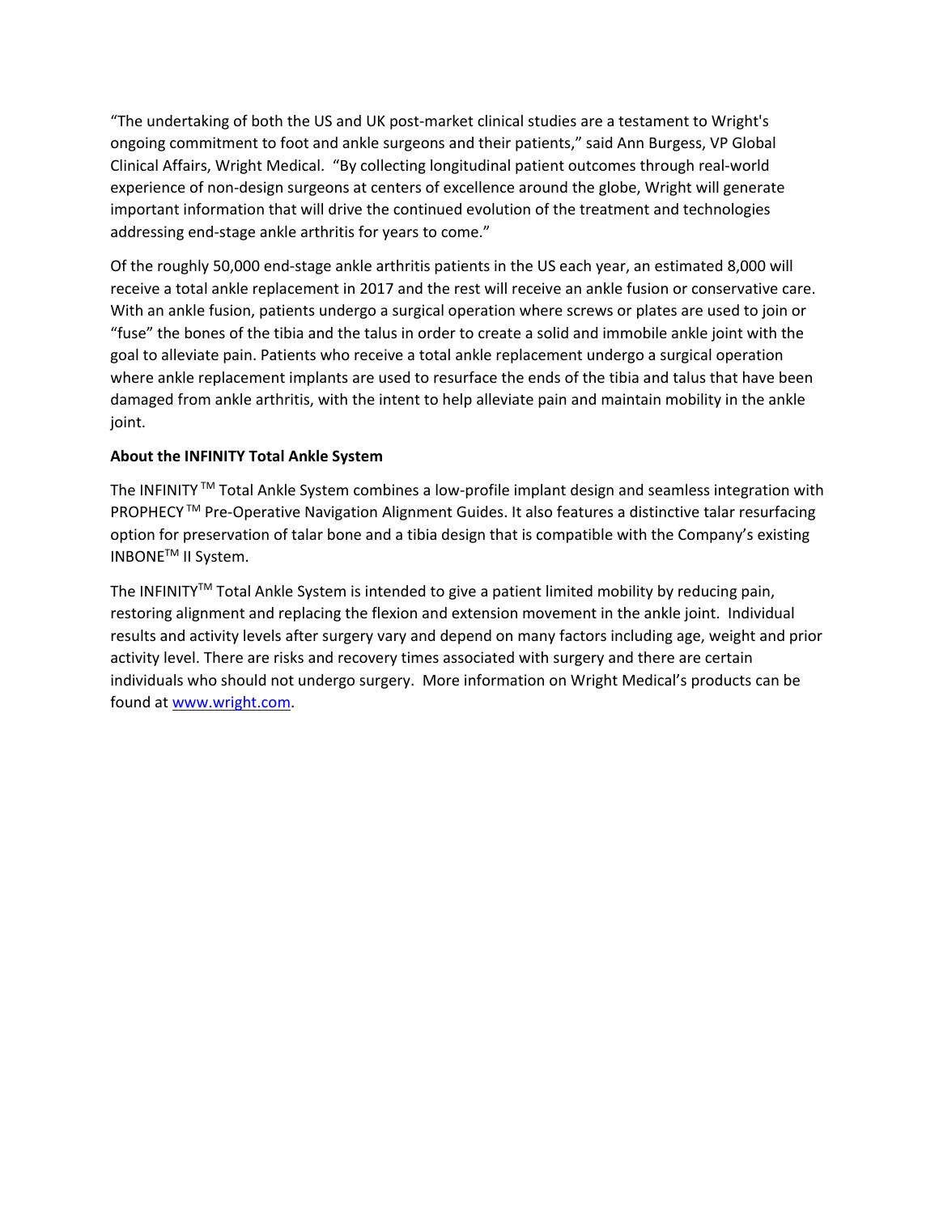"The undertaking of both the US and UK post-market clinical studies are a testament to Wright's ongoing commitment to foot and ankle surgeons and their patients," said Ann Burgess, VP Global Clinical Affairs, Wright Medical. "By collecting longitudinal patient outcomes through real-world experience of non-design surgeons at centers of excellence around the globe, Wright will generate important information that will drive the continued evolution of the treatment and technologies addressing end-stage ankle arthritis for years to come."

Of the roughly 50,000 end-stage ankle arthritis patients in the US each year, an estimated 8,000 will receive a total ankle replacement in 2017 and the rest will receive an ankle fusion or conservative care. With an ankle fusion, patients undergo a surgical operation where screws or plates are used to join or "fuse" the bones of the tibia and the talus in order to create a solid and immobile ankle joint with the goal to alleviate pain. Patients who receive a total ankle replacement undergo a surgical operation where ankle replacement implants are used to resurface the ends of the tibia and talus that have been damaged from ankle arthritis, with the intent to help alleviate pain and maintain mobility in the ankle joint.

**About the INFINITY Total Ankle System**

The INFINITY™ Total Ankle System combines a low-profile implant design and seamless integration with PROPHECY™ Pre-Operative Navigation Alignment Guides. It also features a distinctive talar resurfacing option for preservation of talar bone and a tibia design that is compatible with the Company's existing INBONE™ II System.

The INFINITY™ Total Ankle System is intended to give a patient limited mobility by reducing pain, restoring alignment and replacing the flexion and extension movement in the ankle joint. Individual results and activity levels after surgery vary and depend on many factors including age, weight and prior activity level. There are risks and recovery times associated with surgery and there are certain individuals who should not undergo surgery. More information on Wright Medical's products can be found at [www.wright.com](http://www.wright.com).